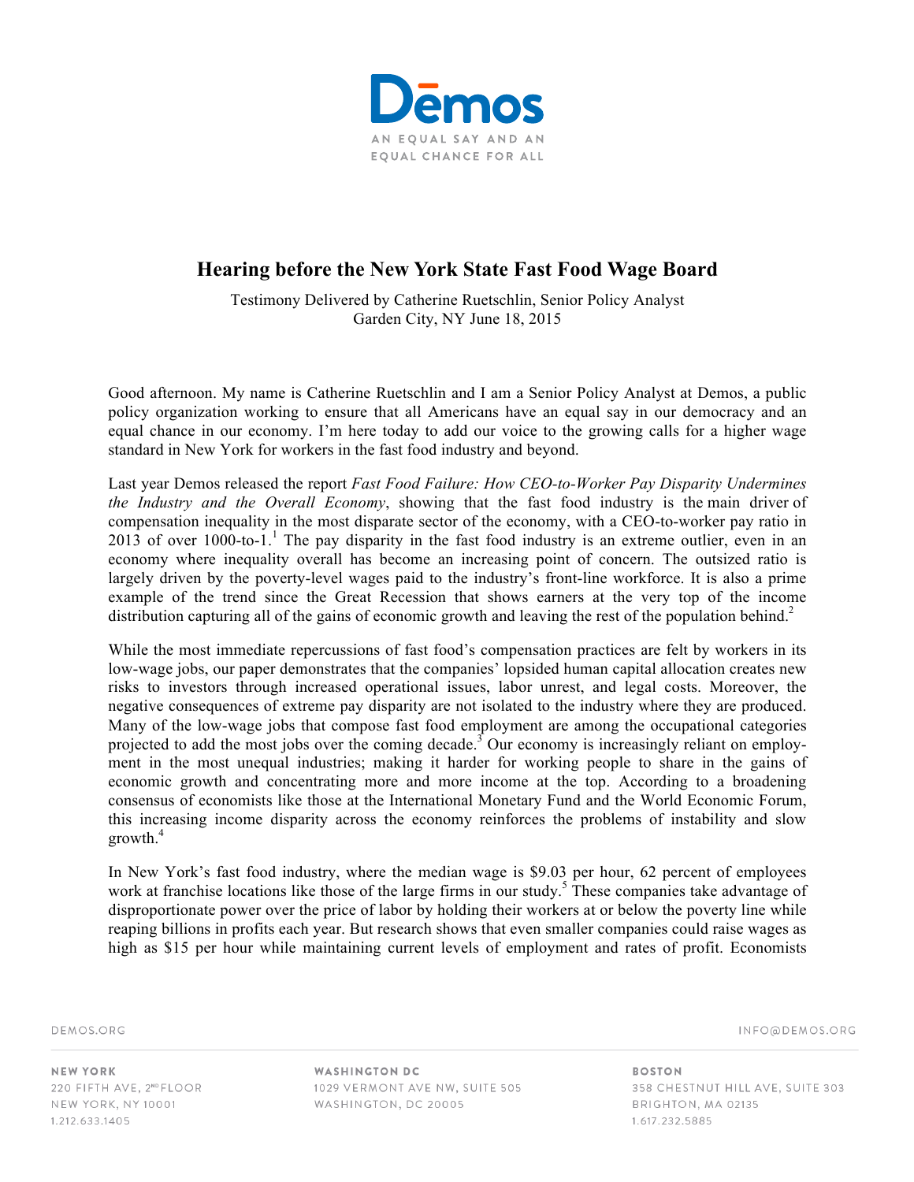Dēmos

AN EQUAL SAY AND AN EQUAL CHANCE FOR ALL

# Hearing before the New York State Fast Food Wage Board

Testimony Delivered by Catherine Ruetschlin, Senior Policy Analyst
Garden City, NY June 18, 2015

Good afternoon. My name is Catherine Ruetschlin and I am a Senior Policy Analyst at Demos, a public policy organization working to ensure that all Americans have an equal say in our democracy and an equal chance in our economy. I'm here today to add our voice to the growing calls for a higher wage standard in New York for workers in the fast food industry and beyond.

Last year Demos released the report *Fast Food Failure: How CEO-to-Worker Pay Disparity Undermines the Industry and the Overall Economy*, showing that the fast food industry is the main driver of compensation inequality in the most disparate sector of the economy, with a CEO-to-worker pay ratio in 2013 of over 1000-to-1.[1] The pay disparity in the fast food industry is an extreme outlier, even in an economy where inequality overall has become an increasing point of concern. The outsized ratio is largely driven by the poverty-level wages paid to the industry's front-line workforce. It is also a prime example of the trend since the Great Recession that shows earners at the very top of the income distribution capturing all of the gains of economic growth and leaving the rest of the population behind.[2]

While the most immediate repercussions of fast food's compensation practices are felt by workers in its low-wage jobs, our paper demonstrates that the companies' lopsided human capital allocation creates new risks to investors through increased operational issues, labor unrest, and legal costs. Moreover, the negative consequences of extreme pay disparity are not isolated to the industry where they are produced. Many of the low-wage jobs that compose fast food employment are among the occupational categories projected to add the most jobs over the coming decade.[3] Our economy is increasingly reliant on employment in the most unequal industries; making it harder for working people to share in the gains of economic growth and concentrating more and more income at the top. According to a broadening consensus of economists like those at the International Monetary Fund and the World Economic Forum, this increasing income disparity across the economy reinforces the problems of instability and slow growth.[4]

In New York's fast food industry, where the median wage is $9.03 per hour, 62 percent of employees work at franchise locations like those of the large firms in our study.[5] These companies take advantage of disproportionate power over the price of labor by holding their workers at or below the poverty line while reaping billions in profits each year. But research shows that even smaller companies could raise wages as high as $15 per hour while maintaining current levels of employment and rates of profit. Economists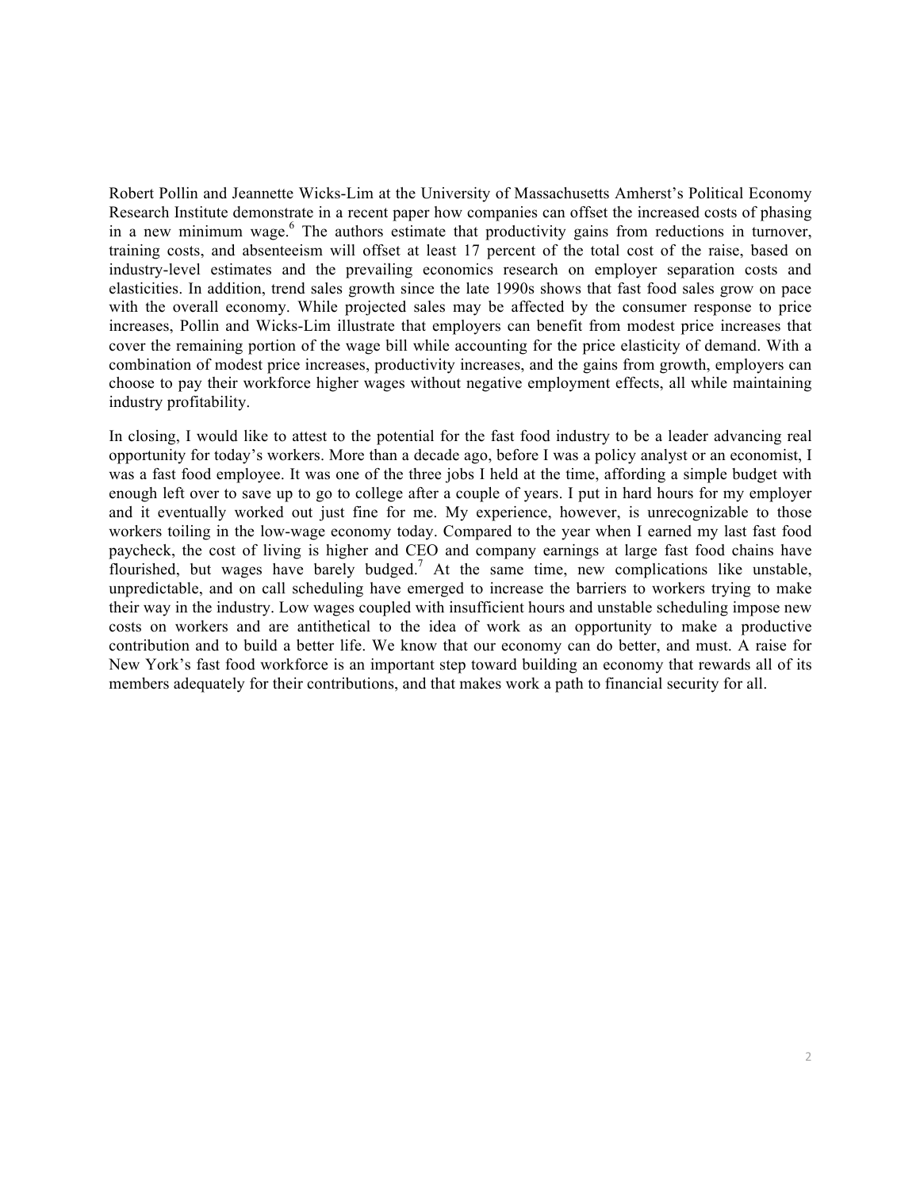Robert Pollin and Jeannette Wicks-Lim at the University of Massachusetts Amherst's Political Economy Research Institute demonstrate in a recent paper how companies can offset the increased costs of phasing in a new minimum wage.[6] The authors estimate that productivity gains from reductions in turnover, training costs, and absenteeism will offset at least 17 percent of the total cost of the raise, based on industry-level estimates and the prevailing economics research on employer separation costs and elasticities. In addition, trend sales growth since the late 1990s shows that fast food sales grow on pace with the overall economy. While projected sales may be affected by the consumer response to price increases, Pollin and Wicks-Lim illustrate that employers can benefit from modest price increases that cover the remaining portion of the wage bill while accounting for the price elasticity of demand. With a combination of modest price increases, productivity increases, and the gains from growth, employers can choose to pay their workforce higher wages without negative employment effects, all while maintaining industry profitability.

In closing, I would like to attest to the potential for the fast food industry to be a leader advancing real opportunity for today's workers. More than a decade ago, before I was a policy analyst or an economist, I was a fast food employee. It was one of the three jobs I held at the time, affording a simple budget with enough left over to save up to go to college after a couple of years. I put in hard hours for my employer and it eventually worked out just fine for me. My experience, however, is unrecognizable to those workers toiling in the low-wage economy today. Compared to the year when I earned my last fast food paycheck, the cost of living is higher and CEO and company earnings at large fast food chains have flourished, but wages have barely budged.[7] At the same time, new complications like unstable, unpredictable, and on call scheduling have emerged to increase the barriers to workers trying to make their way in the industry. Low wages coupled with insufficient hours and unstable scheduling impose new costs on workers and are antithetical to the idea of work as an opportunity to make a productive contribution and to build a better life. We know that our economy can do better, and must. A raise for New York's fast food workforce is an important step toward building an economy that rewards all of its members adequately for their contributions, and that makes work a path to financial security for all.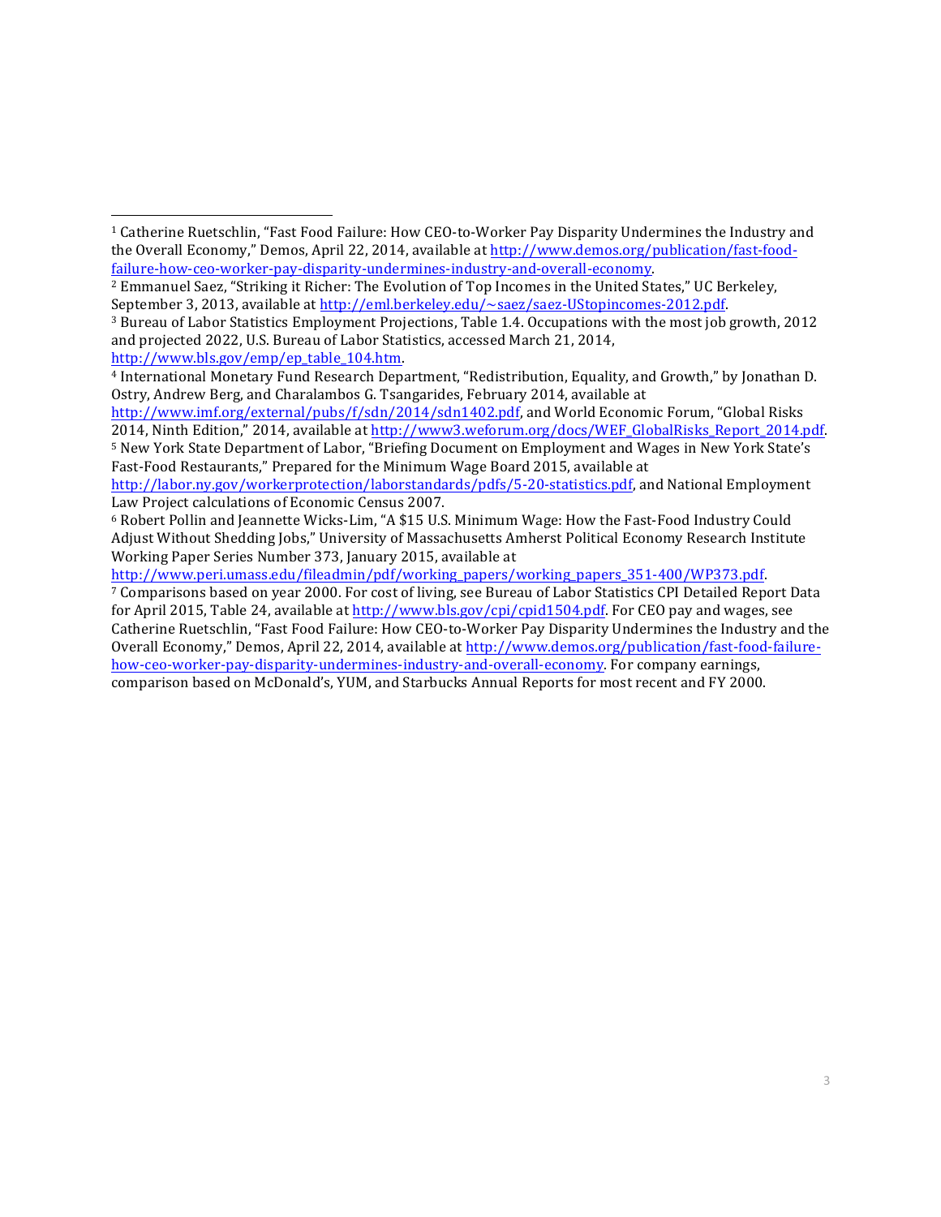[1] Catherine Ruetschlin, "Fast Food Failure: How CEO-to-Worker Pay Disparity Undermines the Industry and the Overall Economy," Demos, April 22, 2014, available at http://www.demos.org/publication/fast-food-failure-how-ceo-worker-pay-disparity-undermines-industry-and-overall-economy.

[2] Emmanuel Saez, "Striking it Richer: The Evolution of Top Incomes in the United States," UC Berkeley, September 3, 2013, available at http://eml.berkeley.edu/~saez/saez-UStopincomes-2012.pdf.

[3] Bureau of Labor Statistics Employment Projections, Table 1.4. Occupations with the most job growth, 2012 and projected 2022, U.S. Bureau of Labor Statistics, accessed March 21, 2014, http://www.bls.gov/emp/ep_table_104.htm.

[4] International Monetary Fund Research Department, "Redistribution, Equality, and Growth," by Jonathan D. Ostry, Andrew Berg, and Charalambos G. Tsangarides, February 2014, available at http://www.imf.org/external/pubs/f/sdn/2014/sdn1402.pdf, and World Economic Forum, "Global Risks 2014, Ninth Edition," 2014, available at http://www3.weforum.org/docs/WEF_GlobalRisks_Report_2014.pdf.

[5] New York State Department of Labor, "Briefing Document on Employment and Wages in New York State's Fast-Food Restaurants," Prepared for the Minimum Wage Board 2015, available at http://labor.ny.gov/workerprotection/laborstandards/pdfs/5-20-statistics.pdf, and National Employment Law Project calculations of Economic Census 2007.

[6] Robert Pollin and Jeannette Wicks-Lim, "A $15 U.S. Minimum Wage: How the Fast-Food Industry Could Adjust Without Shedding Jobs," University of Massachusetts Amherst Political Economy Research Institute Working Paper Series Number 373, January 2015, available at http://www.peri.umass.edu/fileadmin/pdf/working_papers/working_papers_351-400/WP373.pdf.

[7] Comparisons based on year 2000. For cost of living, see Bureau of Labor Statistics CPI Detailed Report Data for April 2015, Table 24, available at http://www.bls.gov/cpi/cpid1504.pdf. For CEO pay and wages, see Catherine Ruetschlin, "Fast Food Failure: How CEO-to-Worker Pay Disparity Undermines the Industry and the Overall Economy," Demos, April 22, 2014, available at http://www.demos.org/publication/fast-food-failure-how-ceo-worker-pay-disparity-undermines-industry-and-overall-economy. For company earnings, comparison based on McDonald's, YUM, and Starbucks Annual Reports for most recent and FY 2000.